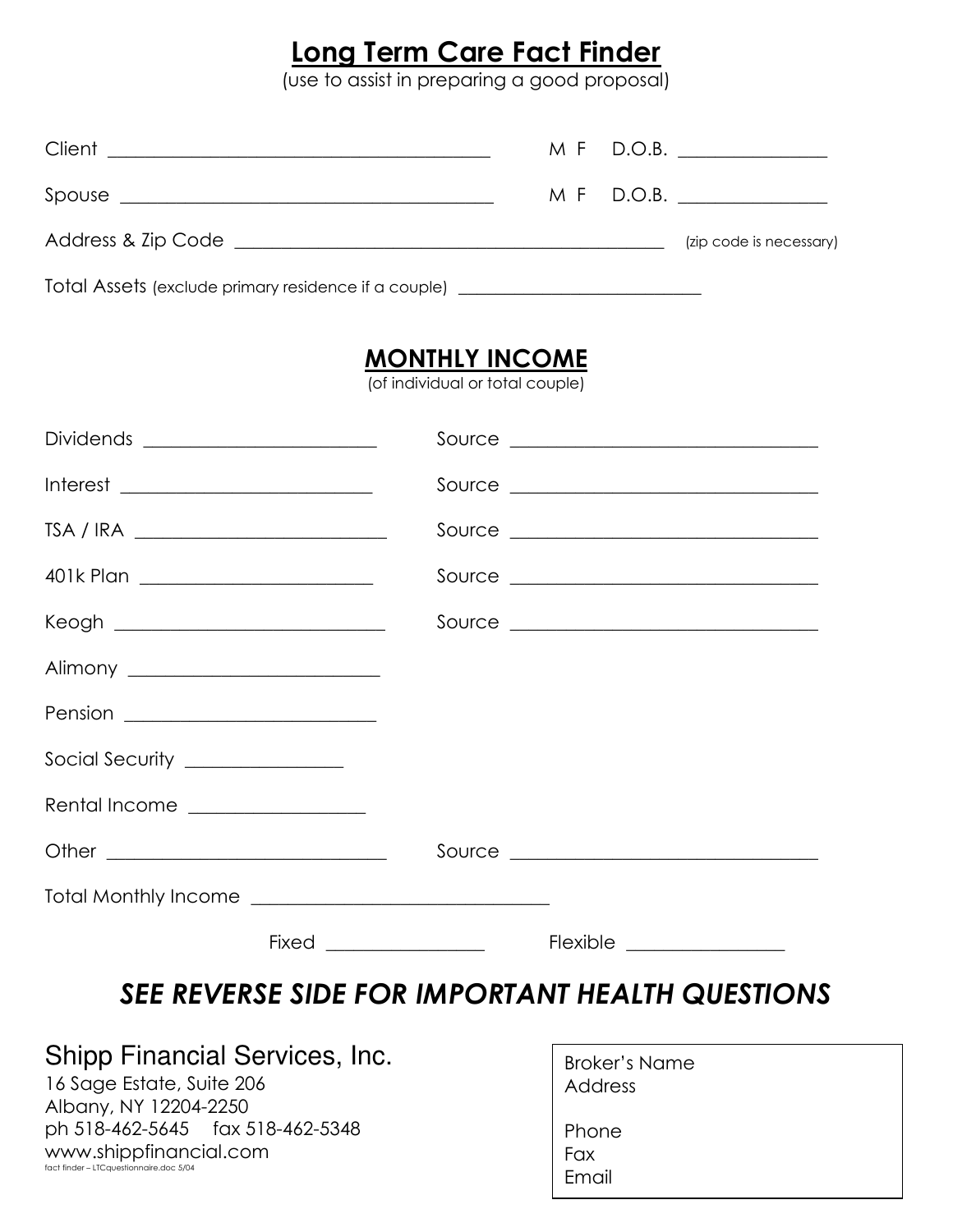# Long Term Care Fact Finder

(use to assist in preparing a good proposal)

Client ________________________________________ M F D.O.B. _______________

Spouse ________________________________________ M F D.O.B. _______________

Address & Zip Code ______________________________________________ (zip code is necessary)

Total Assets (exclude primary residence if a couple) __________________________

## MONTHLY INCOME

(of individual or total couple)

Dividends _______________________ Source _________________________________

Interest _________________________ Source _________________________________

TSA / IRA _______________________ Source _________________________________

401k Plan _______________________ Source _________________________________

Keogh ___________________________ Source _________________________________

Alimony _________________________

Pension _________________________

Social Security _______________

Rental Income ________________

Other ___________________________ Source _________________________________

Total Monthly Income ________________________________

Fixed ________________ Flexible ________________

***SEE REVERSE SIDE FOR IMPORTANT HEALTH QUESTIONS***

Shipp Financial Services, Inc.
16 Sage Estate, Suite 206
Albany, NY 12204-2250
ph 518-462-5645 fax 518-462-5348
www.shippfinancial.com
fact finder – LTCquestionnaire.doc 5/04

Broker's Name
Address

Phone
Fax
Email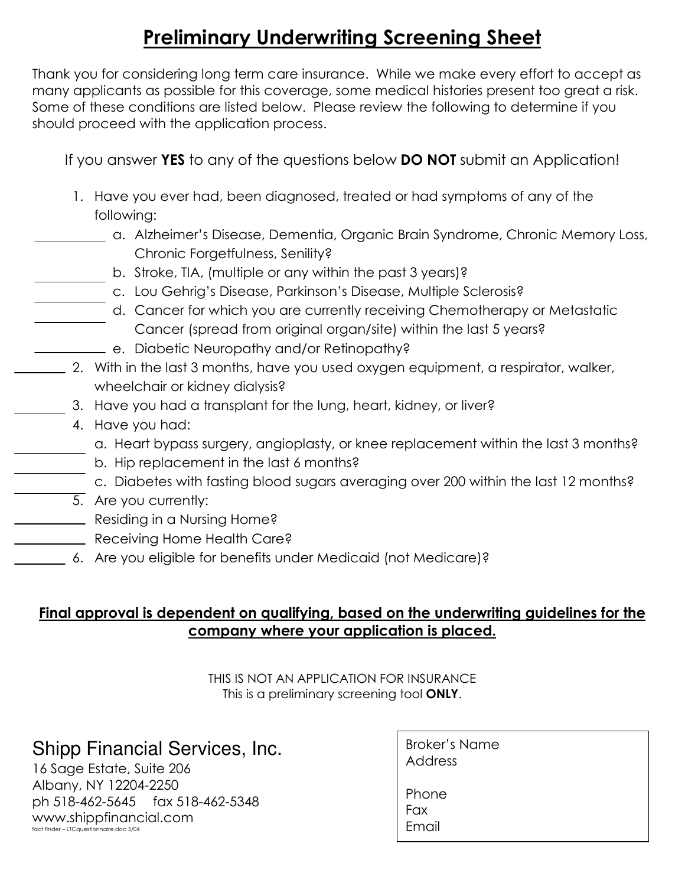# Preliminary Underwriting Screening Sheet

Thank you for considering long term care insurance. While we make every effort to accept as many applicants as possible for this coverage, some medical histories present too great a risk. Some of these conditions are listed below. Please review the following to determine if you should proceed with the application process.

If you answer **YES** to any of the questions below **DO NOT** submit an Application!

1. Have you ever had, been diagnosed, treated or had symptoms of any of the following:
   - ________ a. Alzheimer's Disease, Dementia, Organic Brain Syndrome, Chronic Memory Loss, Chronic Forgetfulness, Senility?
   - ________ b. Stroke, TIA, (multiple or any within the past 3 years)?
   - ________ c. Lou Gehrig's Disease, Parkinson's Disease, Multiple Sclerosis?
   - ________ d. Cancer for which you are currently receiving Chemotherapy or Metastatic Cancer (spread from original organ/site) within the last 5 years?
   - ________ e. Diabetic Neuropathy and/or Retinopathy?
2. ________ With in the last 3 months, have you used oxygen equipment, a respirator, walker, wheelchair or kidney dialysis?
3. ________ Have you had a transplant for the lung, heart, kidney, or liver?
4. Have you had:
   - ________ a. Heart bypass surgery, angioplasty, or knee replacement within the last 3 months?
   - ________ b. Hip replacement in the last 6 months?
   - ________ c. Diabetes with fasting blood sugars averaging over 200 within the last 12 months?
5. Are you currently:
   - ________ Residing in a Nursing Home?
   - ________ Receiving Home Health Care?
6. ________ Are you eligible for benefits under Medicaid (not Medicare)?

**Final approval is dependent on qualifying, based on the underwriting guidelines for the company where your application is placed.**

THIS IS NOT AN APPLICATION FOR INSURANCE
This is a preliminary screening tool **ONLY**.

Shipp Financial Services, Inc.
16 Sage Estate, Suite 206
Albany, NY 12204-2250
ph 518-462-5645 fax 518-462-5348
www.shippfinancial.com
fact finder – LTCquestionnaire.doc 5/04

Broker's Name
Address

Phone
Fax
Email